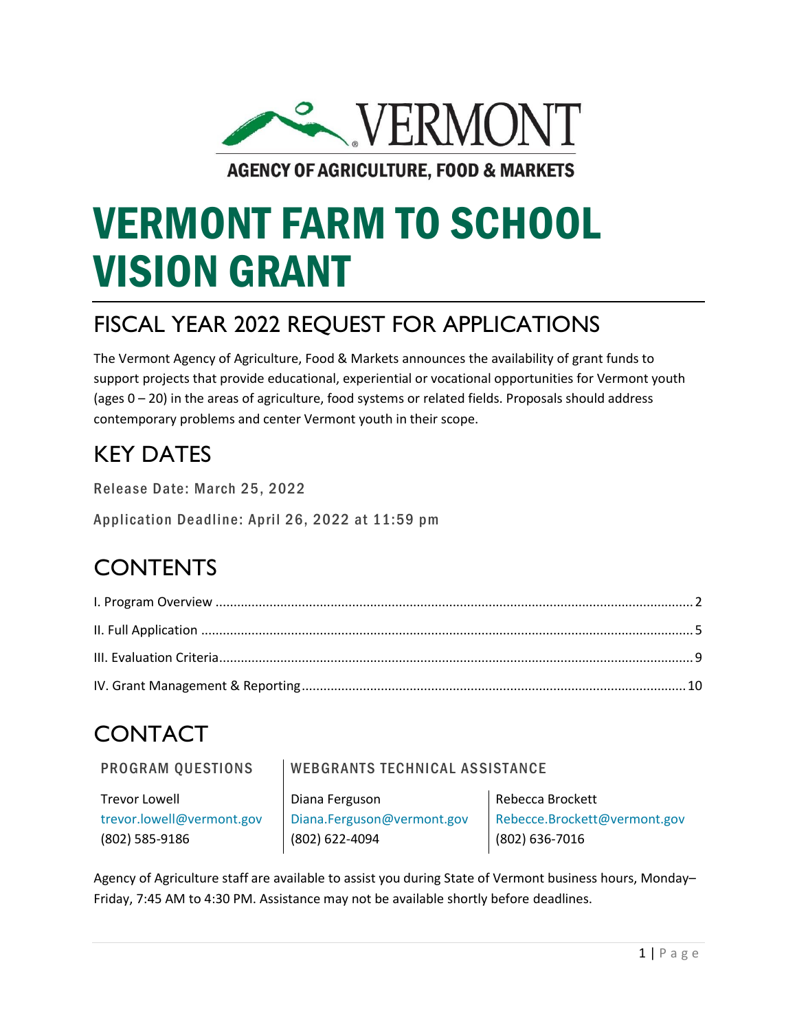VERMONT

AGENCY OF AGRICULTURE, FOOD & MARKETS

# VERMONT FARM TO SCHOOL VISION GRANT

## FISCAL YEAR 2022 REQUEST FOR APPLICATIONS

The Vermont Agency of Agriculture, Food & Markets announces the availability of grant funds to support projects that provide educational, experiential or vocational opportunities for Vermont youth (ages 0 – 20) in the areas of agriculture, food systems or related fields. Proposals should address contemporary problems and center Vermont youth in their scope.

## KEY DATES

Release Date: March 25, 2022

Application Deadline: April 26, 2022 at 11:59 pm

## CONTENTS

- I. Program Overview ........ 2
- II. Full Application ........ 5
- III. Evaluation Criteria ........ 9
- IV. Grant Management & Reporting ........ 10

## CONTACT

| PROGRAM QUESTIONS | WEBGRANTS TECHNICAL ASSISTANCE | |
|---|---|---|
| Trevor Lowell | Diana Ferguson | Rebecca Brockett |
| trevor.lowell@vermont.gov | Diana.Ferguson@vermont.gov | Rebecce.Brockett@vermont.gov |
| (802) 585-9186 | (802) 622-4094 | (802) 636-7016 |

Agency of Agriculture staff are available to assist you during State of Vermont business hours, Monday–Friday, 7:45 AM to 4:30 PM. Assistance may not be available shortly before deadlines.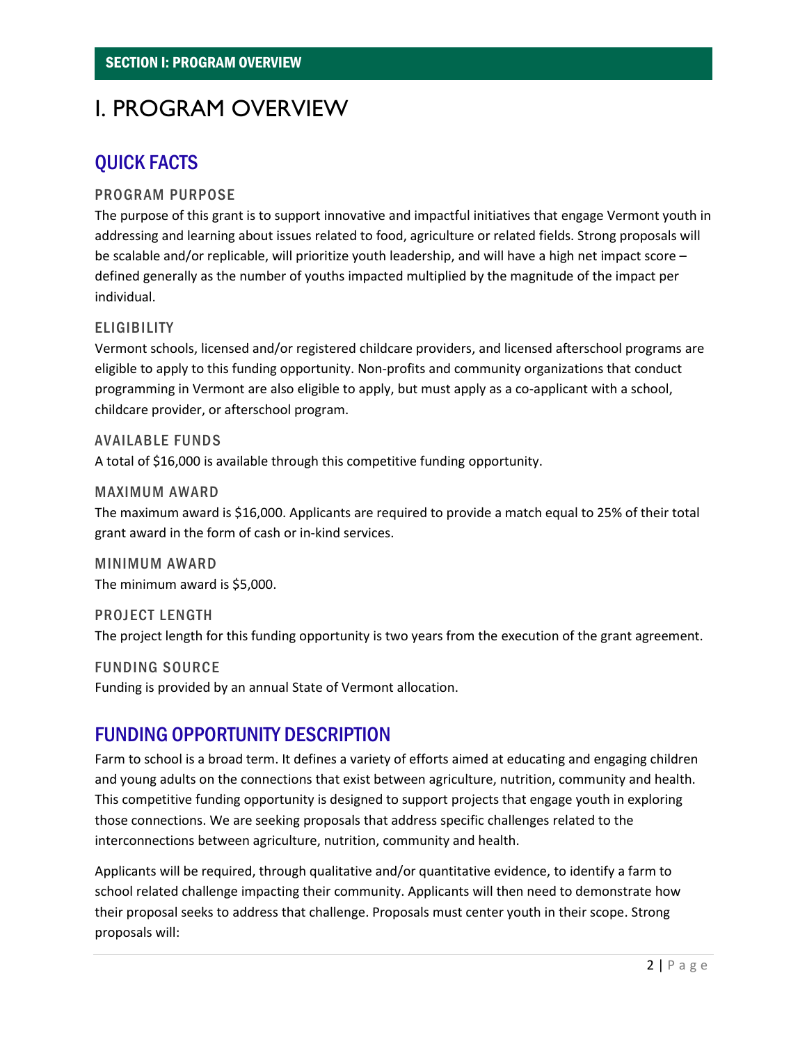# I. PROGRAM OVERVIEW

## QUICK FACTS

### PROGRAM PURPOSE

The purpose of this grant is to support innovative and impactful initiatives that engage Vermont youth in addressing and learning about issues related to food, agriculture or related fields. Strong proposals will be scalable and/or replicable, will prioritize youth leadership, and will have a high net impact score – defined generally as the number of youths impacted multiplied by the magnitude of the impact per individual.

### ELIGIBILITY

Vermont schools, licensed and/or registered childcare providers, and licensed afterschool programs are eligible to apply to this funding opportunity. Non-profits and community organizations that conduct programming in Vermont are also eligible to apply, but must apply as a co-applicant with a school, childcare provider, or afterschool program.

### AVAILABLE FUNDS

A total of $16,000 is available through this competitive funding opportunity.

### MAXIMUM AWARD

The maximum award is $16,000. Applicants are required to provide a match equal to 25% of their total grant award in the form of cash or in-kind services.

### MINIMUM AWARD

The minimum award is $5,000.

### PROJECT LENGTH

The project length for this funding opportunity is two years from the execution of the grant agreement.

### FUNDING SOURCE

Funding is provided by an annual State of Vermont allocation.

## FUNDING OPPORTUNITY DESCRIPTION

Farm to school is a broad term. It defines a variety of efforts aimed at educating and engaging children and young adults on the connections that exist between agriculture, nutrition, community and health. This competitive funding opportunity is designed to support projects that engage youth in exploring those connections. We are seeking proposals that address specific challenges related to the interconnections between agriculture, nutrition, community and health.

Applicants will be required, through qualitative and/or quantitative evidence, to identify a farm to school related challenge impacting their community. Applicants will then need to demonstrate how their proposal seeks to address that challenge. Proposals must center youth in their scope. Strong proposals will: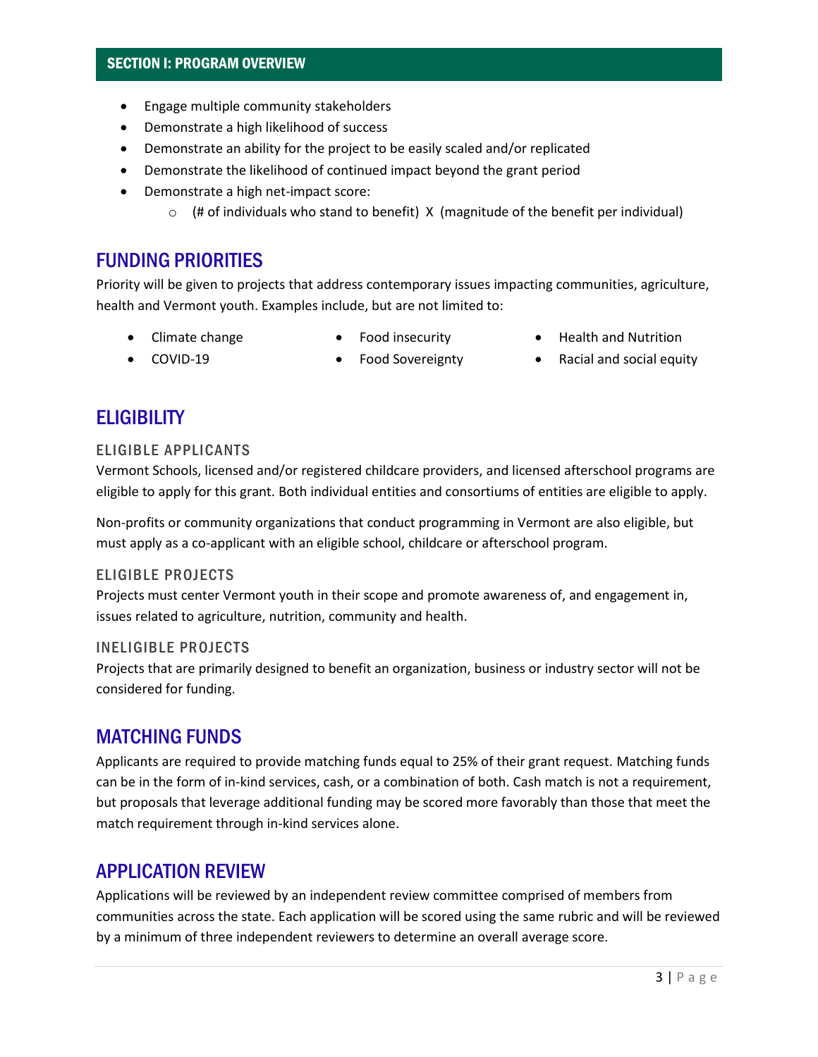## SECTION I: PROGRAM OVERVIEW

- Engage multiple community stakeholders
- Demonstrate a high likelihood of success
- Demonstrate an ability for the project to be easily scaled and/or replicated
- Demonstrate the likelihood of continued impact beyond the grant period
- Demonstrate a high net-impact score:
  - (# of individuals who stand to benefit) X (magnitude of the benefit per individual)

## FUNDING PRIORITIES

Priority will be given to projects that address contemporary issues impacting communities, agriculture, health and Vermont youth. Examples include, but are not limited to:

- Climate change
- COVID-19
- Food insecurity
- Food Sovereignty
- Health and Nutrition
- Racial and social equity

## ELIGIBILITY

### ELIGIBLE APPLICANTS

Vermont Schools, licensed and/or registered childcare providers, and licensed afterschool programs are eligible to apply for this grant. Both individual entities and consortiums of entities are eligible to apply.

Non-profits or community organizations that conduct programming in Vermont are also eligible, but must apply as a co-applicant with an eligible school, childcare or afterschool program.

### ELIGIBLE PROJECTS

Projects must center Vermont youth in their scope and promote awareness of, and engagement in, issues related to agriculture, nutrition, community and health.

### INELIGIBLE PROJECTS

Projects that are primarily designed to benefit an organization, business or industry sector will not be considered for funding.

## MATCHING FUNDS

Applicants are required to provide matching funds equal to 25% of their grant request. Matching funds can be in the form of in-kind services, cash, or a combination of both. Cash match is not a requirement, but proposals that leverage additional funding may be scored more favorably than those that meet the match requirement through in-kind services alone.

## APPLICATION REVIEW

Applications will be reviewed by an independent review committee comprised of members from communities across the state. Each application will be scored using the same rubric and will be reviewed by a minimum of three independent reviewers to determine an overall average score.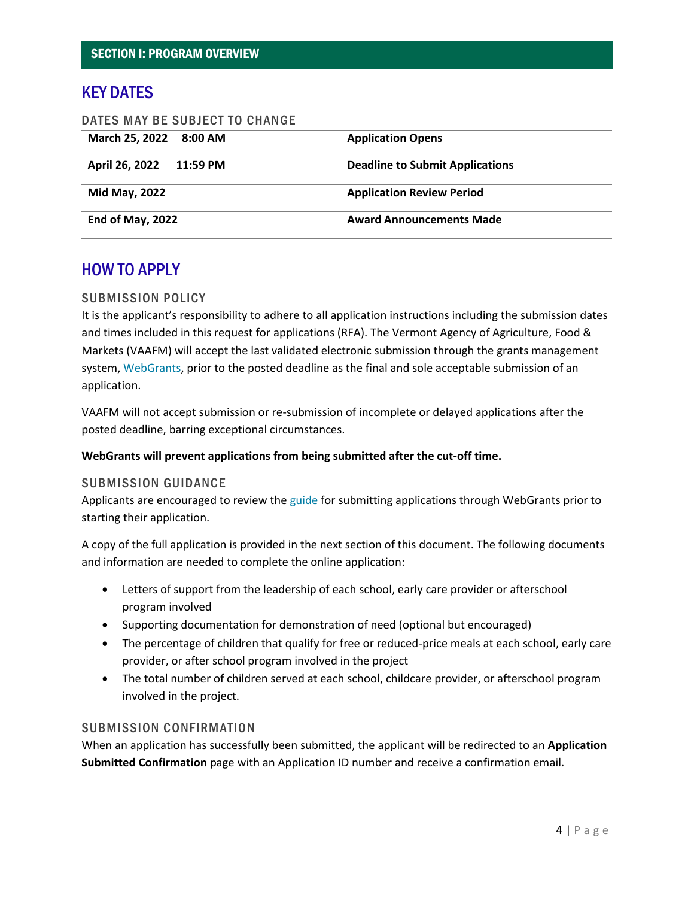## SECTION I: PROGRAM OVERVIEW

## KEY DATES

### DATES MAY BE SUBJECT TO CHANGE

| Date | Event |
|---|---|
| **March 25, 2022 8:00 AM** | **Application Opens** |
| **April 26, 2022 11:59 PM** | **Deadline to Submit Applications** |
| **Mid May, 2022** | **Application Review Period** |
| **End of May, 2022** | **Award Announcements Made** |

## HOW TO APPLY

### SUBMISSION POLICY

It is the applicant's responsibility to adhere to all application instructions including the submission dates and times included in this request for applications (RFA). The Vermont Agency of Agriculture, Food & Markets (VAAFM) will accept the last validated electronic submission through the grants management system, WebGrants, prior to the posted deadline as the final and sole acceptable submission of an application.

VAAFM will not accept submission or re-submission of incomplete or delayed applications after the posted deadline, barring exceptional circumstances.

**WebGrants will prevent applications from being submitted after the cut-off time.**

### SUBMISSION GUIDANCE

Applicants are encouraged to review the guide for submitting applications through WebGrants prior to starting their application.

A copy of the full application is provided in the next section of this document. The following documents and information are needed to complete the online application:

- Letters of support from the leadership of each school, early care provider or afterschool program involved
- Supporting documentation for demonstration of need (optional but encouraged)
- The percentage of children that qualify for free or reduced-price meals at each school, early care provider, or after school program involved in the project
- The total number of children served at each school, childcare provider, or afterschool program involved in the project.

### SUBMISSION CONFIRMATION

When an application has successfully been submitted, the applicant will be redirected to an **Application Submitted Confirmation** page with an Application ID number and receive a confirmation email.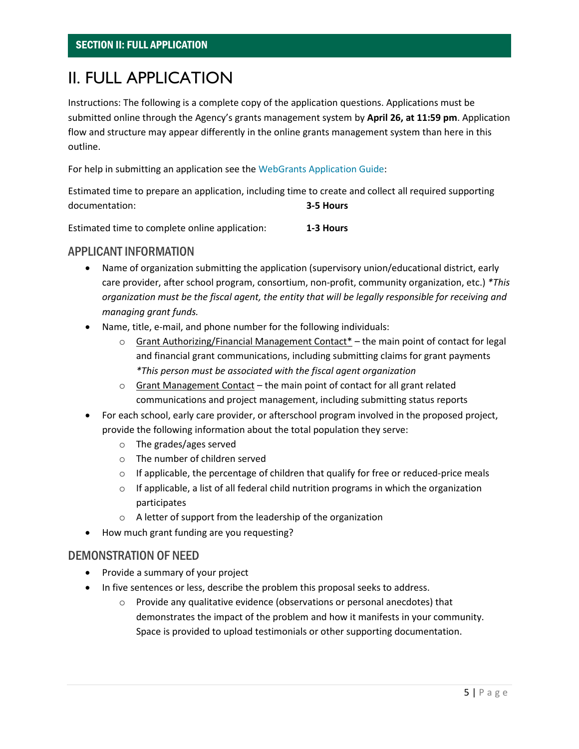## SECTION II: FULL APPLICATION

# II. FULL APPLICATION

Instructions: The following is a complete copy of the application questions. Applications must be submitted online through the Agency's grants management system by **April 26, at 11:59 pm**. Application flow and structure may appear differently in the online grants management system than here in this outline.

For help in submitting an application see the WebGrants Application Guide:

Estimated time to prepare an application, including time to create and collect all required supporting documentation: **3-5 Hours**

Estimated time to complete online application: **1-3 Hours**

### APPLICANT INFORMATION

- Name of organization submitting the application (supervisory union/educational district, early care provider, after school program, consortium, non-profit, community organization, etc.) *\*This organization must be the fiscal agent, the entity that will be legally responsible for receiving and managing grant funds.*
- Name, title, e-mail, and phone number for the following individuals:
  - Grant Authorizing/Financial Management Contact* – the main point of contact for legal and financial grant communications, including submitting claims for grant payments *\*This person must be associated with the fiscal agent organization*
  - Grant Management Contact – the main point of contact for all grant related communications and project management, including submitting status reports
- For each school, early care provider, or afterschool program involved in the proposed project, provide the following information about the total population they serve:
  - The grades/ages served
  - The number of children served
  - If applicable, the percentage of children that qualify for free or reduced-price meals
  - If applicable, a list of all federal child nutrition programs in which the organization participates
  - A letter of support from the leadership of the organization
- How much grant funding are you requesting?

### DEMONSTRATION OF NEED

- Provide a summary of your project
- In five sentences or less, describe the problem this proposal seeks to address.
  - Provide any qualitative evidence (observations or personal anecdotes) that demonstrates the impact of the problem and how it manifests in your community. Space is provided to upload testimonials or other supporting documentation.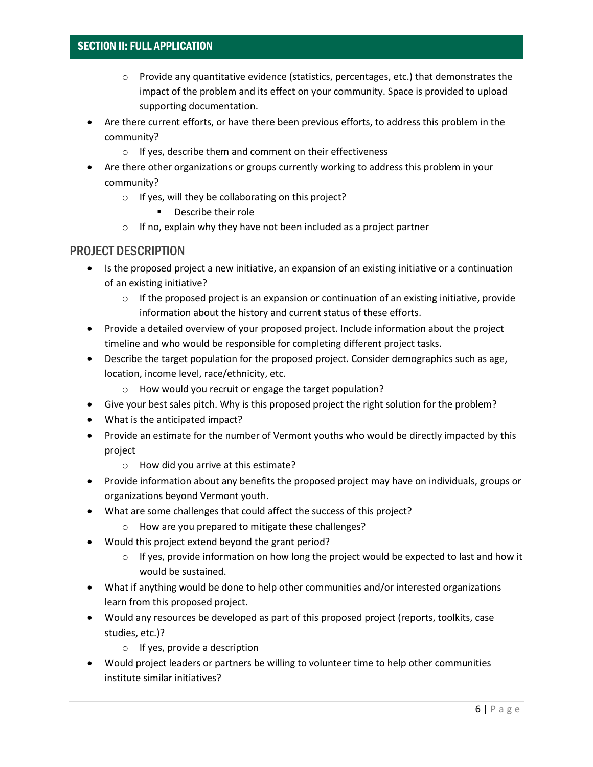## SECTION II: FULL APPLICATION

    - Provide any quantitative evidence (statistics, percentages, etc.) that demonstrates the impact of the problem and its effect on your community. Space is provided to upload supporting documentation.
- Are there current efforts, or have there been previous efforts, to address this problem in the community?
    - If yes, describe them and comment on their effectiveness
- Are there other organizations or groups currently working to address this problem in your community?
    - If yes, will they be collaborating on this project?
        - Describe their role
    - If no, explain why they have not been included as a project partner

### PROJECT DESCRIPTION

- Is the proposed project a new initiative, an expansion of an existing initiative or a continuation of an existing initiative?
    - If the proposed project is an expansion or continuation of an existing initiative, provide information about the history and current status of these efforts.
- Provide a detailed overview of your proposed project. Include information about the project timeline and who would be responsible for completing different project tasks.
- Describe the target population for the proposed project. Consider demographics such as age, location, income level, race/ethnicity, etc.
    - How would you recruit or engage the target population?
- Give your best sales pitch. Why is this proposed project the right solution for the problem?
- What is the anticipated impact?
- Provide an estimate for the number of Vermont youths who would be directly impacted by this project
    - How did you arrive at this estimate?
- Provide information about any benefits the proposed project may have on individuals, groups or organizations beyond Vermont youth.
- What are some challenges that could affect the success of this project?
    - How are you prepared to mitigate these challenges?
- Would this project extend beyond the grant period?
    - If yes, provide information on how long the project would be expected to last and how it would be sustained.
- What if anything would be done to help other communities and/or interested organizations learn from this proposed project.
- Would any resources be developed as part of this proposed project (reports, toolkits, case studies, etc.)?
    - If yes, provide a description
- Would project leaders or partners be willing to volunteer time to help other communities institute similar initiatives?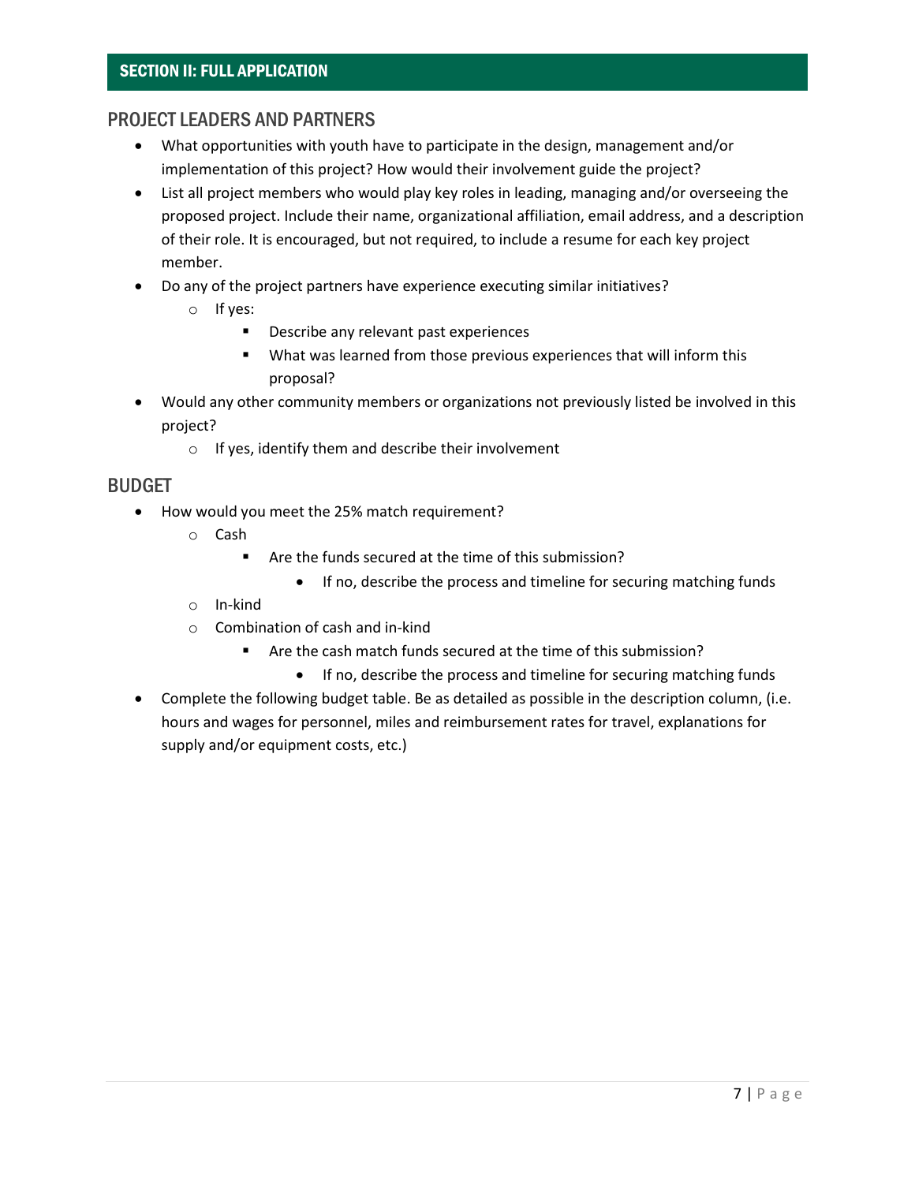## SECTION II: FULL APPLICATION

### PROJECT LEADERS AND PARTNERS

- What opportunities with youth have to participate in the design, management and/or implementation of this project? How would their involvement guide the project?
- List all project members who would play key roles in leading, managing and/or overseeing the proposed project. Include their name, organizational affiliation, email address, and a description of their role. It is encouraged, but not required, to include a resume for each key project member.
- Do any of the project partners have experience executing similar initiatives?
  - If yes:
    - Describe any relevant past experiences
    - What was learned from those previous experiences that will inform this proposal?
- Would any other community members or organizations not previously listed be involved in this project?
  - If yes, identify them and describe their involvement

### BUDGET

- How would you meet the 25% match requirement?
  - Cash
    - Are the funds secured at the time of this submission?
      - If no, describe the process and timeline for securing matching funds
  - In-kind
  - Combination of cash and in-kind
    - Are the cash match funds secured at the time of this submission?
      - If no, describe the process and timeline for securing matching funds
- Complete the following budget table. Be as detailed as possible in the description column, (i.e. hours and wages for personnel, miles and reimbursement rates for travel, explanations for supply and/or equipment costs, etc.)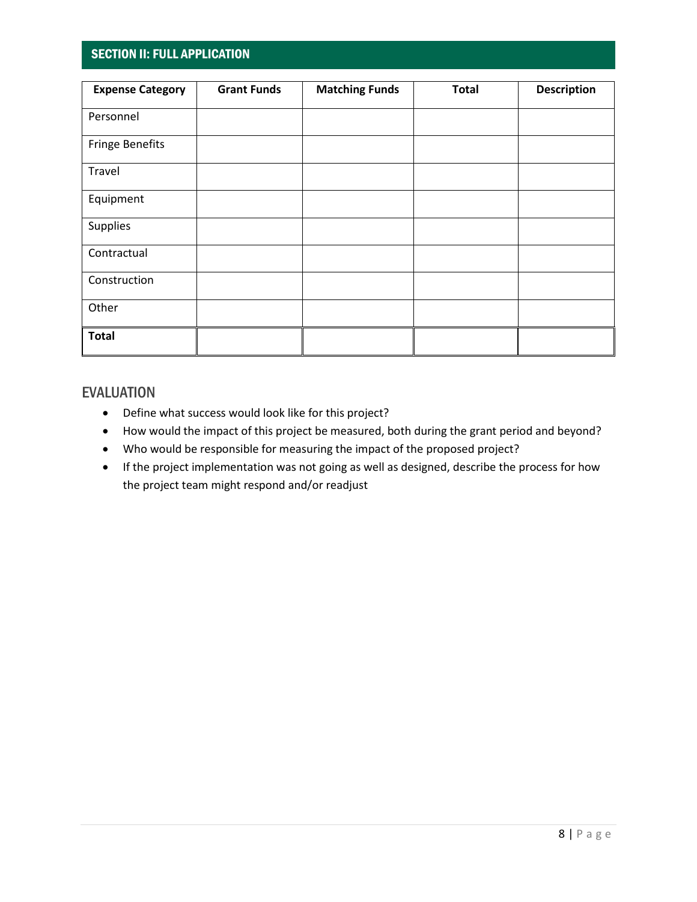## SECTION II: FULL APPLICATION

| Expense Category | Grant Funds | Matching Funds | Total | Description |
|---|---|---|---|---|
| Personnel | | | | |
| Fringe Benefits | | | | |
| Travel | | | | |
| Equipment | | | | |
| Supplies | | | | |
| Contractual | | | | |
| Construction | | | | |
| Other | | | | |
| **Total** | | | | |

### EVALUATION

- Define what success would look like for this project?
- How would the impact of this project be measured, both during the grant period and beyond?
- Who would be responsible for measuring the impact of the proposed project?
- If the project implementation was not going as well as designed, describe the process for how the project team might respond and/or readjust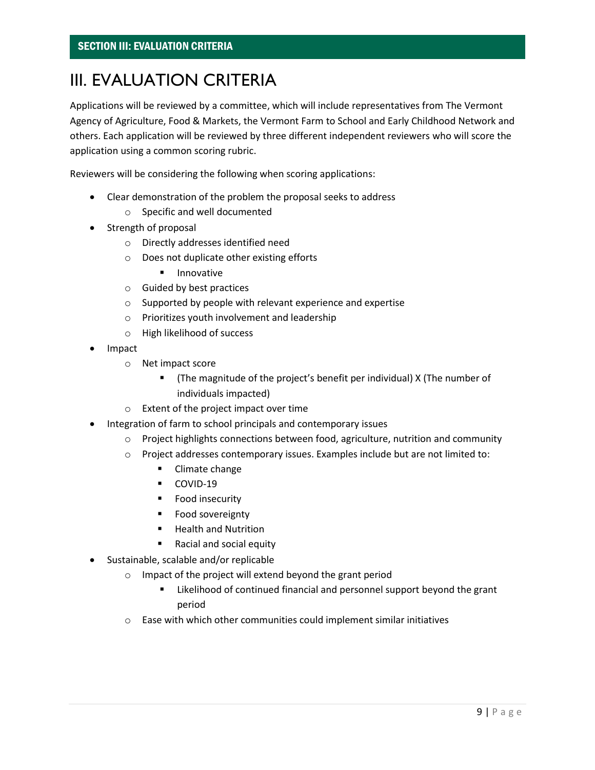# III. EVALUATION CRITERIA

Applications will be reviewed by a committee, which will include representatives from The Vermont Agency of Agriculture, Food & Markets, the Vermont Farm to School and Early Childhood Network and others. Each application will be reviewed by three different independent reviewers who will score the application using a common scoring rubric.

Reviewers will be considering the following when scoring applications:

- Clear demonstration of the problem the proposal seeks to address
  - Specific and well documented
- Strength of proposal
  - Directly addresses identified need
  - Does not duplicate other existing efforts
    - Innovative
  - Guided by best practices
  - Supported by people with relevant experience and expertise
  - Prioritizes youth involvement and leadership
  - High likelihood of success
- Impact
  - Net impact score
    - (The magnitude of the project's benefit per individual) X (The number of individuals impacted)
  - Extent of the project impact over time
- Integration of farm to school principals and contemporary issues
  - Project highlights connections between food, agriculture, nutrition and community
  - Project addresses contemporary issues. Examples include but are not limited to:
    - Climate change
    - COVID-19
    - Food insecurity
    - Food sovereignty
    - Health and Nutrition
    - Racial and social equity
- Sustainable, scalable and/or replicable
  - Impact of the project will extend beyond the grant period
    - Likelihood of continued financial and personnel support beyond the grant period
  - Ease with which other communities could implement similar initiatives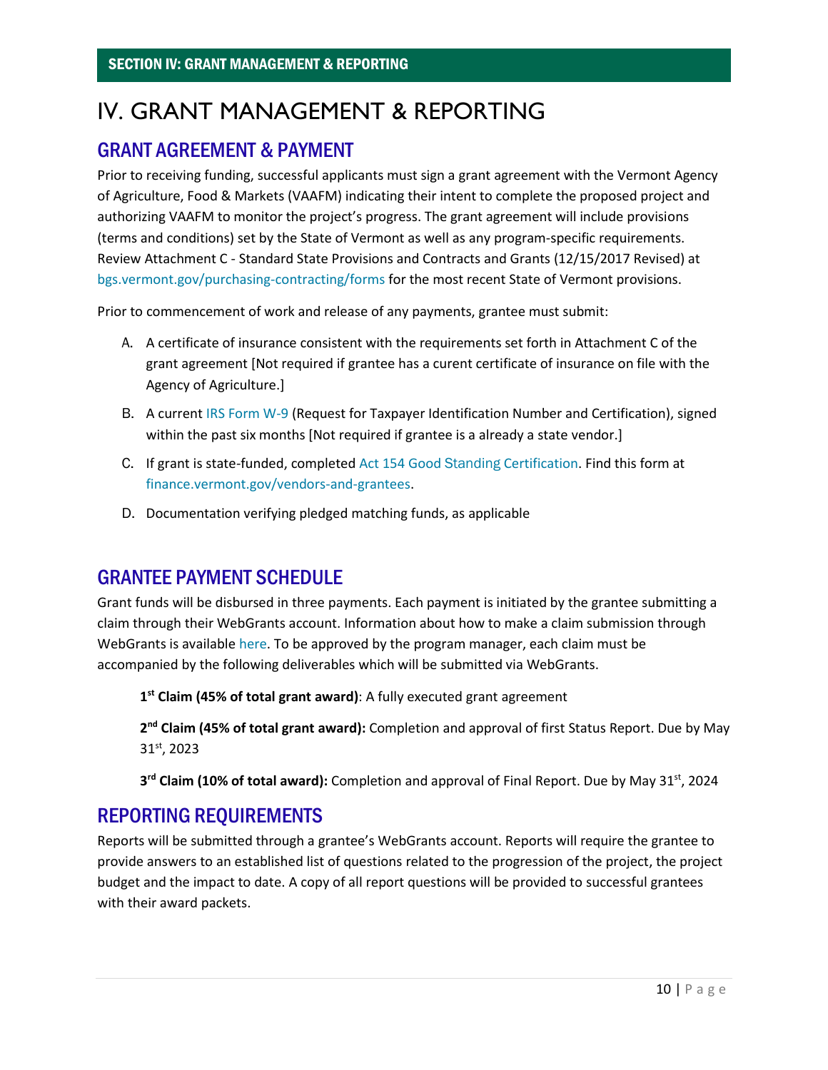# IV. GRANT MANAGEMENT & REPORTING

## GRANT AGREEMENT & PAYMENT

Prior to receiving funding, successful applicants must sign a grant agreement with the Vermont Agency of Agriculture, Food & Markets (VAAFM) indicating their intent to complete the proposed project and authorizing VAAFM to monitor the project's progress. The grant agreement will include provisions (terms and conditions) set by the State of Vermont as well as any program-specific requirements. Review Attachment C - Standard State Provisions and Contracts and Grants (12/15/2017 Revised) at bgs.vermont.gov/purchasing-contracting/forms for the most recent State of Vermont provisions.

Prior to commencement of work and release of any payments, grantee must submit:

A. A certificate of insurance consistent with the requirements set forth in Attachment C of the grant agreement [Not required if grantee has a current certificate of insurance on file with the Agency of Agriculture.]

B. A current IRS Form W-9 (Request for Taxpayer Identification Number and Certification), signed within the past six months [Not required if grantee is a already a state vendor.]

C. If grant is state-funded, completed Act 154 Good Standing Certification. Find this form at finance.vermont.gov/vendors-and-grantees.

D. Documentation verifying pledged matching funds, as applicable

## GRANTEE PAYMENT SCHEDULE

Grant funds will be disbursed in three payments. Each payment is initiated by the grantee submitting a claim through their WebGrants account. Information about how to make a claim submission through WebGrants is available here. To be approved by the program manager, each claim must be accompanied by the following deliverables which will be submitted via WebGrants.

**1st Claim (45% of total grant award)**: A fully executed grant agreement

**2nd Claim (45% of total grant award):** Completion and approval of first Status Report. Due by May 31st, 2023

**3rd Claim (10% of total award):** Completion and approval of Final Report. Due by May 31st, 2024

## REPORTING REQUIREMENTS

Reports will be submitted through a grantee's WebGrants account. Reports will require the grantee to provide answers to an established list of questions related to the progression of the project, the project budget and the impact to date. A copy of all report questions will be provided to successful grantees with their award packets.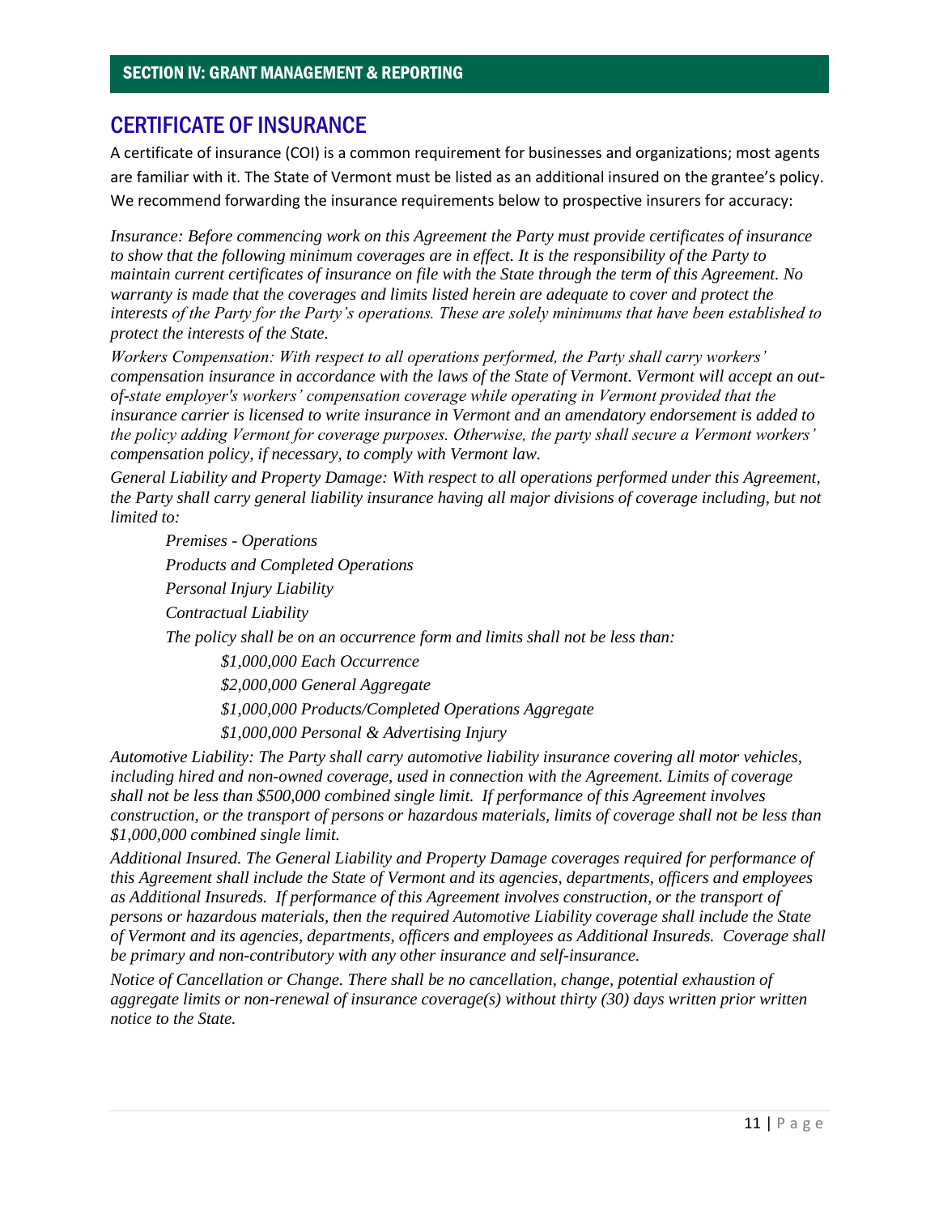## SECTION IV: GRANT MANAGEMENT & REPORTING

# CERTIFICATE OF INSURANCE

A certificate of insurance (COI) is a common requirement for businesses and organizations; most agents are familiar with it. The State of Vermont must be listed as an additional insured on the grantee's policy. We recommend forwarding the insurance requirements below to prospective insurers for accuracy:

*Insurance: Before commencing work on this Agreement the Party must provide certificates of insurance to show that the following minimum coverages are in effect. It is the responsibility of the Party to maintain current certificates of insurance on file with the State through the term of this Agreement. No warranty is made that the coverages and limits listed herein are adequate to cover and protect the interests of the Party for the Party's operations. These are solely minimums that have been established to protect the interests of the State.*

*Workers Compensation: With respect to all operations performed, the Party shall carry workers' compensation insurance in accordance with the laws of the State of Vermont. Vermont will accept an out-of-state employer's workers' compensation coverage while operating in Vermont provided that the insurance carrier is licensed to write insurance in Vermont and an amendatory endorsement is added to the policy adding Vermont for coverage purposes. Otherwise, the party shall secure a Vermont workers' compensation policy, if necessary, to comply with Vermont law.*

*General Liability and Property Damage: With respect to all operations performed under this Agreement, the Party shall carry general liability insurance having all major divisions of coverage including, but not limited to:*

> *Premises - Operations*
>
> *Products and Completed Operations*
>
> *Personal Injury Liability*
>
> *Contractual Liability*
>
> *The policy shall be on an occurrence form and limits shall not be less than:*
>
> > *$1,000,000 Each Occurrence*
> >
> > *$2,000,000 General Aggregate*
> >
> > *$1,000,000 Products/Completed Operations Aggregate*
> >
> > *$1,000,000 Personal & Advertising Injury*

*Automotive Liability: The Party shall carry automotive liability insurance covering all motor vehicles, including hired and non-owned coverage, used in connection with the Agreement. Limits of coverage shall not be less than $500,000 combined single limit. If performance of this Agreement involves construction, or the transport of persons or hazardous materials, limits of coverage shall not be less than $1,000,000 combined single limit.*

*Additional Insured. The General Liability and Property Damage coverages required for performance of this Agreement shall include the State of Vermont and its agencies, departments, officers and employees as Additional Insureds. If performance of this Agreement involves construction, or the transport of persons or hazardous materials, then the required Automotive Liability coverage shall include the State of Vermont and its agencies, departments, officers and employees as Additional Insureds. Coverage shall be primary and non-contributory with any other insurance and self-insurance.*

*Notice of Cancellation or Change. There shall be no cancellation, change, potential exhaustion of aggregate limits or non-renewal of insurance coverage(s) without thirty (30) days written prior written notice to the State.*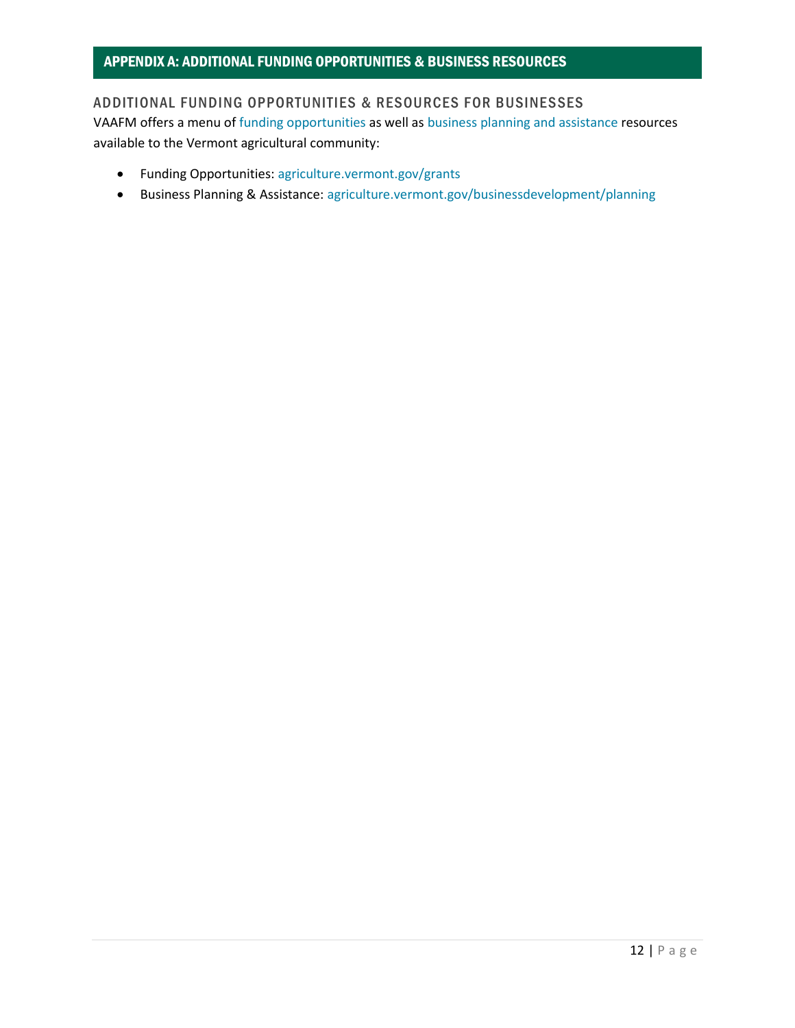## APPENDIX A: ADDITIONAL FUNDING OPPORTUNITIES & BUSINESS RESOURCES

### ADDITIONAL FUNDING OPPORTUNITIES & RESOURCES FOR BUSINESSES

VAAFM offers a menu of funding opportunities as well as business planning and assistance resources available to the Vermont agricultural community:

- Funding Opportunities: agriculture.vermont.gov/grants
- Business Planning & Assistance: agriculture.vermont.gov/businessdevelopment/planning